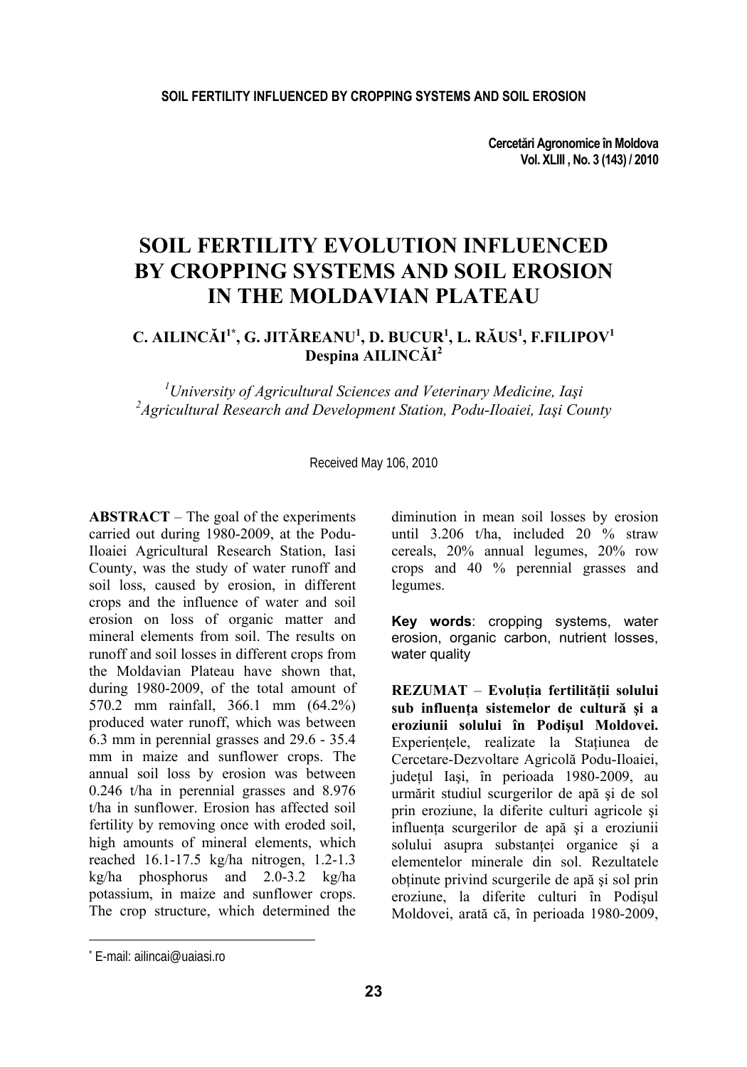# SOIL FERTILITY EVOLUTION INFLUENCED BY CROPPING SYSTEMS AND SOIL EROSION IN THE MOLDAVIAN PLATEAU

**C. AILINCĂI[1*], G. JITĂREANU[1], D. BUCUR[1], L. RĂUS[1], F.FILIPOV[1]**
**Despina AILINCĂI[2]**

*[1]University of Agricultural Sciences and Veterinary Medicine, Iaşi*
*[2]Agricultural Research and Development Station, Podu-Iloaiei, Iaşi County*

Received May 106, 2010

**ABSTRACT** – The goal of the experiments carried out during 1980-2009, at the Podu-Iloaiei Agricultural Research Station, Iasi County, was the study of water runoff and soil loss, caused by erosion, in different crops and the influence of water and soil erosion on loss of organic matter and mineral elements from soil. The results on runoff and soil losses in different crops from the Moldavian Plateau have shown that, during 1980-2009, of the total amount of 570.2 mm rainfall, 366.1 mm (64.2%) produced water runoff, which was between 6.3 mm in perennial grasses and 29.6 - 35.4 mm in maize and sunflower crops. The annual soil loss by erosion was between 0.246 t/ha in perennial grasses and 8.976 t/ha in sunflower. Erosion has affected soil fertility by removing once with eroded soil, high amounts of mineral elements, which reached 16.1-17.5 kg/ha nitrogen, 1.2-1.3 kg/ha phosphorus and 2.0-3.2 kg/ha potassium, in maize and sunflower crops. The crop structure, which determined the diminution in mean soil losses by erosion until 3.206 t/ha, included 20 % straw cereals, 20% annual legumes, 20% row crops and 40 % perennial grasses and legumes.

**Key words**: cropping systems, water erosion, organic carbon, nutrient losses, water quality

**REZUMAT** – **Evoluţia fertilităţii solului sub influenţa sistemelor de cultură şi a eroziunii solului în Podişul Moldovei.** Experienţele, realizate la Staţiunea de Cercetare-Dezvoltare Agricolă Podu-Iloaiei, judeţul Iaşi, în perioada 1980-2009, au urmărit studiul scurgerilor de apă şi de sol prin eroziune, la diferite culturi agricole şi influenţa scurgerilor de apă şi a eroziunii solului asupra substanţei organice şi a elementelor minerale din sol. Rezultatele obţinute privind scurgerile de apă şi sol prin eroziune, la diferite culturi în Podişul Moldovei, arată că, în perioada 1980-2009,

---

\* E-mail: ailincai@uaiasi.ro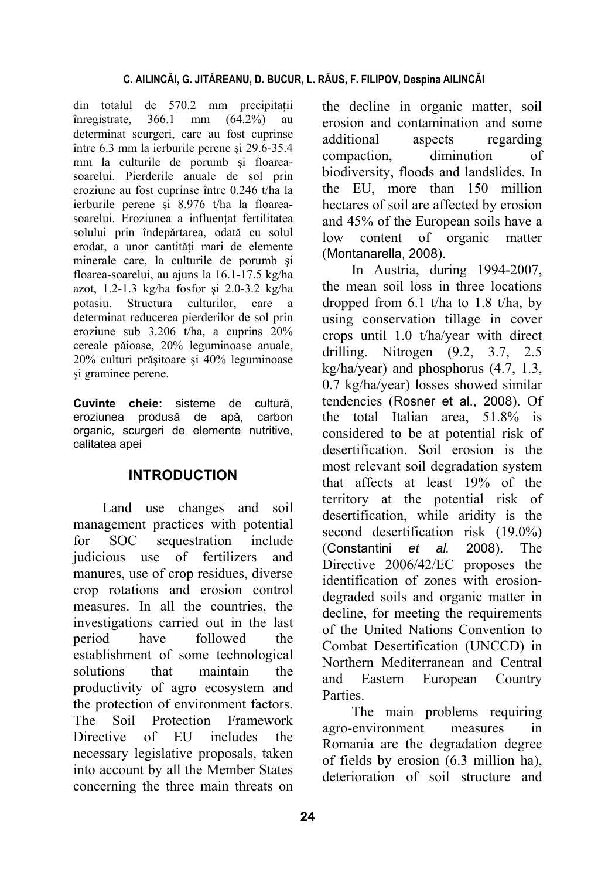din totalul de 570.2 mm precipitații înregistrate, 366.1 mm (64.2%) au determinat scurgeri, care au fost cuprinse între 6.3 mm la ierburile perene şi 29.6-35.4 mm la culturile de porumb şi floarea-soarelui. Pierderile anuale de sol prin eroziune au fost cuprinse între 0.246 t/ha la ierburile perene şi 8.976 t/ha la floarea-soarelui. Eroziunea a influențat fertilitatea solului prin îndepărtarea, odată cu solul erodat, a unor cantități mari de elemente minerale care, la culturile de porumb şi floarea-soarelui, au ajuns la 16.1-17.5 kg/ha azot, 1.2-1.3 kg/ha fosfor şi 2.0-3.2 kg/ha potasiu. Structura culturilor, care a determinat reducerea pierderilor de sol prin eroziune sub 3.206 t/ha, a cuprins 20% cereale păioase, 20% leguminoase anuale, 20% culturi prăşitoare şi 40% leguminoase şi graminee perene.

**Cuvinte cheie:** sisteme de cultură, eroziunea produsă de apă, carbon organic, scurgeri de elemente nutritive, calitatea apei

## INTRODUCTION

Land use changes and soil management practices with potential for SOC sequestration include judicious use of fertilizers and manures, use of crop residues, diverse crop rotations and erosion control measures. In all the countries, the investigations carried out in the last period have followed the establishment of some technological solutions that maintain the productivity of agro ecosystem and the protection of environment factors. The Soil Protection Framework Directive of EU includes the necessary legislative proposals, taken into account by all the Member States concerning the three main threats on the decline in organic matter, soil erosion and contamination and some additional aspects regarding compaction, diminution of biodiversity, floods and landslides. In the EU, more than 150 million hectares of soil are affected by erosion and 45% of the European soils have a low content of organic matter (Montanarella, 2008).

In Austria, during 1994-2007, the mean soil loss in three locations dropped from 6.1 t/ha to 1.8 t/ha, by using conservation tillage in cover crops until 1.0 t/ha/year with direct drilling. Nitrogen (9.2, 3.7, 2.5 kg/ha/year) and phosphorus (4.7, 1.3, 0.7 kg/ha/year) losses showed similar tendencies (Rosner et al., 2008). Of the total Italian area, 51.8% is considered to be at potential risk of desertification. Soil erosion is the most relevant soil degradation system that affects at least 19% of the territory at the potential risk of desertification, while aridity is the second desertification risk (19.0%) (Constantini *et al.* 2008). The Directive 2006/42/EC proposes the identification of zones with erosion-degraded soils and organic matter in decline, for meeting the requirements of the United Nations Convention to Combat Desertification (UNCCD) in Northern Mediterranean and Central and Eastern European Country Parties.

The main problems requiring agro-environment measures in Romania are the degradation degree of fields by erosion (6.3 million ha), deterioration of soil structure and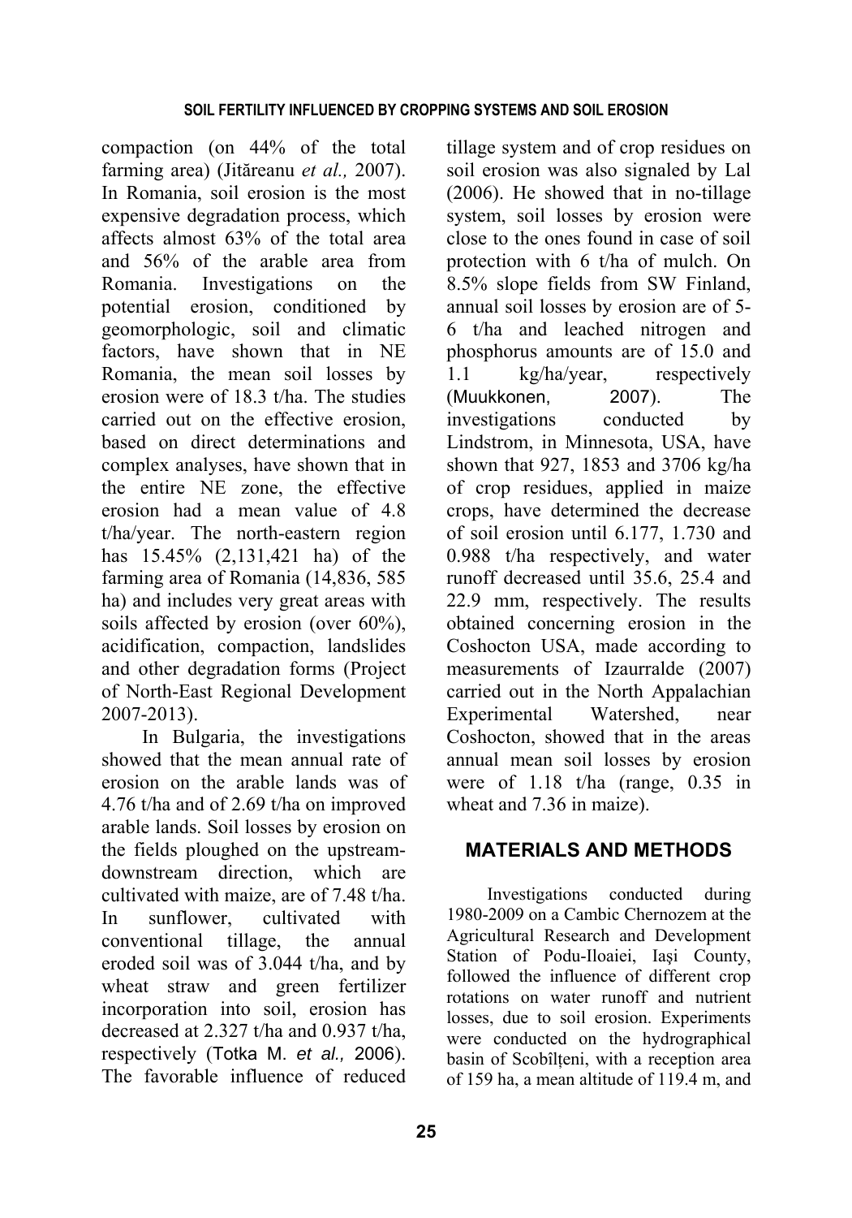compaction (on 44% of the total farming area) (Jităreanu *et al.,* 2007). In Romania, soil erosion is the most expensive degradation process, which affects almost 63% of the total area and 56% of the arable area from Romania. Investigations on the potential erosion, conditioned by geomorphologic, soil and climatic factors, have shown that in NE Romania, the mean soil losses by erosion were of 18.3 t/ha. The studies carried out on the effective erosion, based on direct determinations and complex analyses, have shown that in the entire NE zone, the effective erosion had a mean value of 4.8 t/ha/year. The north-eastern region has 15.45% (2,131,421 ha) of the farming area of Romania (14,836, 585 ha) and includes very great areas with soils affected by erosion (over 60%), acidification, compaction, landslides and other degradation forms (Project of North-East Regional Development 2007-2013).

In Bulgaria, the investigations showed that the mean annual rate of erosion on the arable lands was of 4.76 t/ha and of 2.69 t/ha on improved arable lands. Soil losses by erosion on the fields ploughed on the upstream-downstream direction, which are cultivated with maize, are of 7.48 t/ha. In sunflower, cultivated with conventional tillage, the annual eroded soil was of 3.044 t/ha, and by wheat straw and green fertilizer incorporation into soil, erosion has decreased at 2.327 t/ha and 0.937 t/ha, respectively (Totka M. *et al.,* 2006). The favorable influence of reduced tillage system and of crop residues on soil erosion was also signaled by Lal (2006). He showed that in no-tillage system, soil losses by erosion were close to the ones found in case of soil protection with 6 t/ha of mulch. On 8.5% slope fields from SW Finland, annual soil losses by erosion are of 5-6 t/ha and leached nitrogen and phosphorus amounts are of 15.0 and 1.1 kg/ha/year, respectively (Muukkonen, 2007). The investigations conducted by Lindstrom, in Minnesota, USA, have shown that 927, 1853 and 3706 kg/ha of crop residues, applied in maize crops, have determined the decrease of soil erosion until 6.177, 1.730 and 0.988 t/ha respectively, and water runoff decreased until 35.6, 25.4 and 22.9 mm, respectively. The results obtained concerning erosion in the Coshocton USA, made according to measurements of Izaurralde (2007) carried out in the North Appalachian Experimental Watershed, near Coshocton, showed that in the areas annual mean soil losses by erosion were of 1.18 t/ha (range, 0.35 in wheat and 7.36 in maize).

## MATERIALS AND METHODS

Investigations conducted during 1980-2009 on a Cambic Chernozem at the Agricultural Research and Development Station of Podu-Iloaiei, Iași County, followed the influence of different crop rotations on water runoff and nutrient losses, due to soil erosion. Experiments were conducted on the hydrographical basin of Scobîlțeni, with a reception area of 159 ha, a mean altitude of 119.4 m, and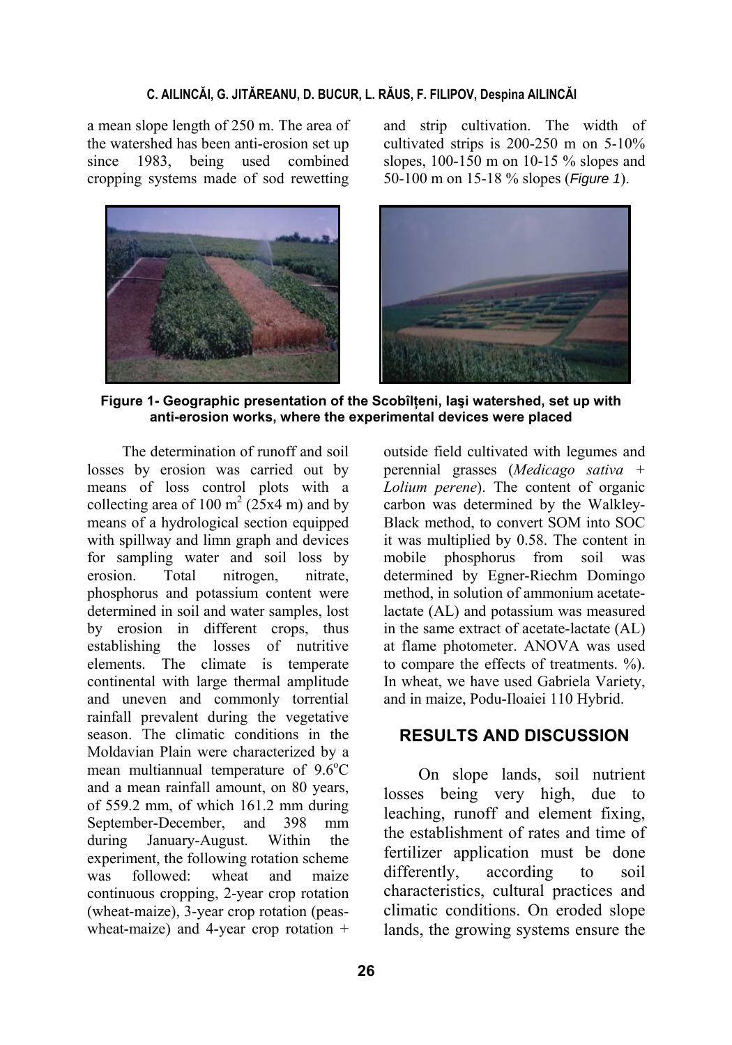a mean slope length of 250 m. The area of the watershed has been anti-erosion set up since 1983, being used combined cropping systems made of sod rewetting and strip cultivation. The width of cultivated strips is 200-250 m on 5-10% slopes, 100-150 m on 10-15 % slopes and 50-100 m on 15-18 % slopes (*Figure 1*).

**Figure 1- Geographic presentation of the Scobîlțeni, Iaşi watershed, set up with anti-erosion works, where the experimental devices were placed**

The determination of runoff and soil losses by erosion was carried out by means of loss control plots with a collecting area of 100 $m^2$ (25x4 m) and by means of a hydrological section equipped with spillway and limn graph and devices for sampling water and soil loss by erosion. Total nitrogen, nitrate, phosphorus and potassium content were determined in soil and water samples, lost by erosion in different crops, thus establishing the losses of nutritive elements. The climate is temperate continental with large thermal amplitude and uneven and commonly torrential rainfall prevalent during the vegetative season. The climatic conditions in the Moldavian Plain were characterized by a mean multiannual temperature of 9.6$^o$C and a mean rainfall amount, on 80 years, of 559.2 mm, of which 161.2 mm during September-December, and 398 mm during January-August. Within the experiment, the following rotation scheme was followed: wheat and maize continuous cropping, 2-year crop rotation (wheat-maize), 3-year crop rotation (peas-wheat-maize) and 4-year crop rotation + outside field cultivated with legumes and perennial grasses (*Medicago sativa* + *Lolium perene*). The content of organic carbon was determined by the Walkley-Black method, to convert SOM into SOC it was multiplied by 0.58. The content in mobile phosphorus from soil was determined by Egner-Riechm Domingo method, in solution of ammonium acetate-lactate (AL) and potassium was measured in the same extract of acetate-lactate (AL) at flame photometer. ANOVA was used to compare the effects of treatments. %). In wheat, we have used Gabriela Variety, and in maize, Podu-Iloaiei 110 Hybrid.

## RESULTS AND DISCUSSION

On slope lands, soil nutrient losses being very high, due to leaching, runoff and element fixing, the establishment of rates and time of fertilizer application must be done differently, according to soil characteristics, cultural practices and climatic conditions. On eroded slope lands, the growing systems ensure the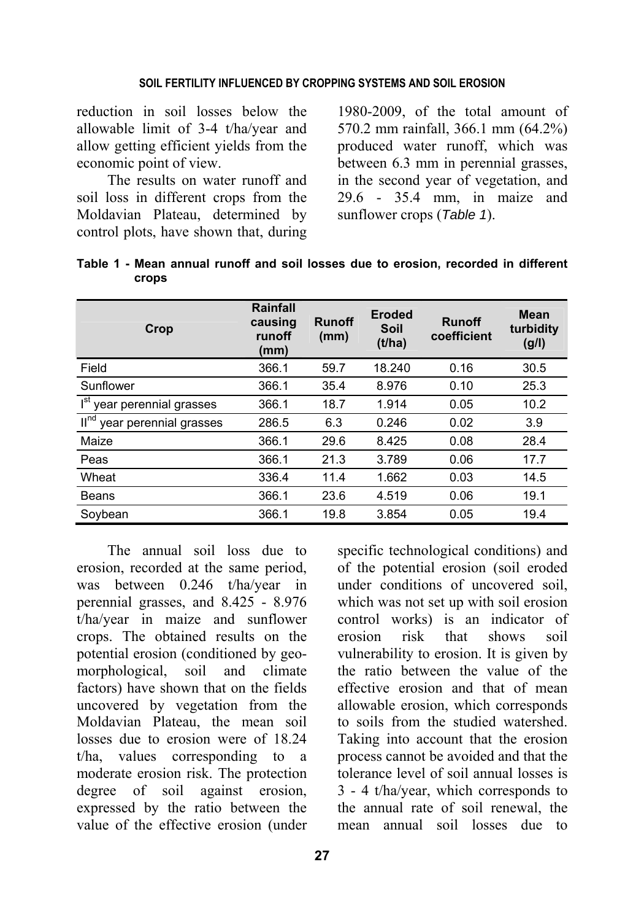reduction in soil losses below the allowable limit of 3-4 t/ha/year and allow getting efficient yields from the economic point of view.

The results on water runoff and soil loss in different crops from the Moldavian Plateau, determined by control plots, have shown that, during 1980-2009, of the total amount of 570.2 mm rainfall, 366.1 mm (64.2%) produced water runoff, which was between 6.3 mm in perennial grasses, in the second year of vegetation, and 29.6 - 35.4 mm, in maize and sunflower crops (*Table 1*).

**Table 1 - Mean annual runoff and soil losses due to erosion, recorded in different crops**

| Crop | Rainfall causing runoff (mm) | Runoff (mm) | Eroded Soil (t/ha) | Runoff coefficient | Mean turbidity (g/l) |
|---|---|---|---|---|---|
| Field | 366.1 | 59.7 | 18.240 | 0.16 | 30.5 |
| Sunflower | 366.1 | 35.4 | 8.976 | 0.10 | 25.3 |
| I$^{st}$ year perennial grasses | 366.1 | 18.7 | 1.914 | 0.05 | 10.2 |
| II$^{nd}$ year perennial grasses | 286.5 | 6.3 | 0.246 | 0.02 | 3.9 |
| Maize | 366.1 | 29.6 | 8.425 | 0.08 | 28.4 |
| Peas | 366.1 | 21.3 | 3.789 | 0.06 | 17.7 |
| Wheat | 336.4 | 11.4 | 1.662 | 0.03 | 14.5 |
| Beans | 366.1 | 23.6 | 4.519 | 0.06 | 19.1 |
| Soybean | 366.1 | 19.8 | 3.854 | 0.05 | 19.4 |

The annual soil loss due to erosion, recorded at the same period, was between 0.246 t/ha/year in perennial grasses, and 8.425 - 8.976 t/ha/year in maize and sunflower crops. The obtained results on the potential erosion (conditioned by geo-morphological, soil and climate factors) have shown that on the fields uncovered by vegetation from the Moldavian Plateau, the mean soil losses due to erosion were of 18.24 t/ha, values corresponding to a moderate erosion risk. The protection degree of soil against erosion, expressed by the ratio between the value of the effective erosion (under specific technological conditions) and of the potential erosion (soil eroded under conditions of uncovered soil, which was not set up with soil erosion control works) is an indicator of erosion risk that shows soil vulnerability to erosion. It is given by the ratio between the value of the effective erosion and that of mean allowable erosion, which corresponds to soils from the studied watershed. Taking into account that the erosion process cannot be avoided and that the tolerance level of soil annual losses is 3 - 4 t/ha/year, which corresponds to the annual rate of soil renewal, the mean annual soil losses due to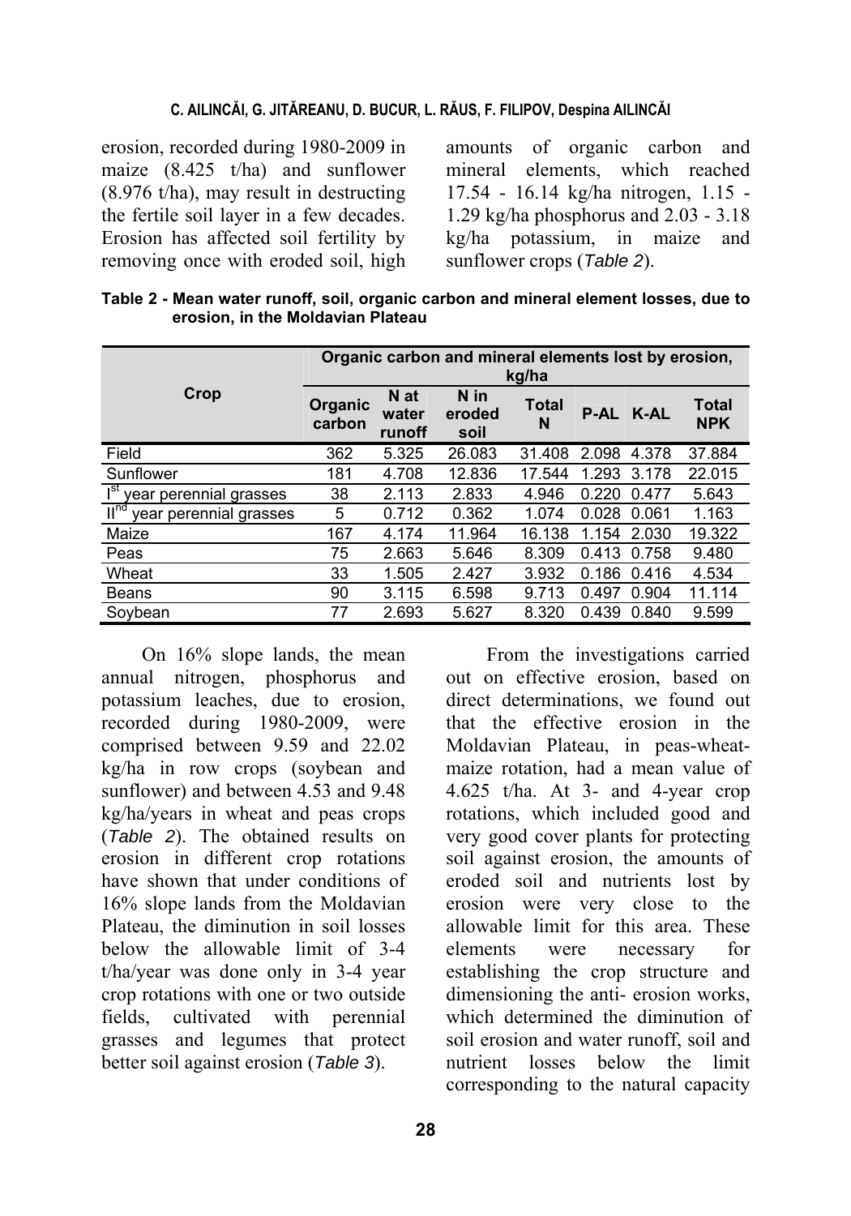erosion, recorded during 1980-2009 in maize (8.425 t/ha) and sunflower (8.976 t/ha), may result in destructing the fertile soil layer in a few decades. Erosion has affected soil fertility by removing once with eroded soil, high amounts of organic carbon and mineral elements, which reached 17.54 - 16.14 kg/ha nitrogen, 1.15 - 1.29 kg/ha phosphorus and 2.03 - 3.18 kg/ha potassium, in maize and sunflower crops (*Table 2*).

**Table 2 - Mean water runoff, soil, organic carbon and mineral element losses, due to erosion, in the Moldavian Plateau**

| Crop | Organic carbon and mineral elements lost by erosion, kg/ha | | | | | | |
|---|---|---|---|---|---|---|---|
| | Organic carbon | N at water runoff | N in eroded soil | Total N | P-AL | K-AL | Total NPK |
| Field | 362 | 5.325 | 26.083 | 31.408 | 2.098 | 4.378 | 37.884 |
| Sunflower | 181 | 4.708 | 12.836 | 17.544 | 1.293 | 3.178 | 22.015 |
| I[st] year perennial grasses | 38 | 2.113 | 2.833 | 4.946 | 0.220 | 0.477 | 5.643 |
| II[nd] year perennial grasses | 5 | 0.712 | 0.362 | 1.074 | 0.028 | 0.061 | 1.163 |
| Maize | 167 | 4.174 | 11.964 | 16.138 | 1.154 | 2.030 | 19.322 |
| Peas | 75 | 2.663 | 5.646 | 8.309 | 0.413 | 0.758 | 9.480 |
| Wheat | 33 | 1.505 | 2.427 | 3.932 | 0.186 | 0.416 | 4.534 |
| Beans | 90 | 3.115 | 6.598 | 9.713 | 0.497 | 0.904 | 11.114 |
| Soybean | 77 | 2.693 | 5.627 | 8.320 | 0.439 | 0.840 | 9.599 |

On 16% slope lands, the mean annual nitrogen, phosphorus and potassium leaches, due to erosion, recorded during 1980-2009, were comprised between 9.59 and 22.02 kg/ha in row crops (soybean and sunflower) and between 4.53 and 9.48 kg/ha/years in wheat and peas crops (*Table 2*). The obtained results on erosion in different crop rotations have shown that under conditions of 16% slope lands from the Moldavian Plateau, the diminution in soil losses below the allowable limit of 3-4 t/ha/year was done only in 3-4 year crop rotations with one or two outside fields, cultivated with perennial grasses and legumes that protect better soil against erosion (*Table 3*).

From the investigations carried out on effective erosion, based on direct determinations, we found out that the effective erosion in the Moldavian Plateau, in peas-wheat-maize rotation, had a mean value of 4.625 t/ha. At 3- and 4-year crop rotations, which included good and very good cover plants for protecting soil against erosion, the amounts of eroded soil and nutrients lost by erosion were very close to the allowable limit for this area. These elements were necessary for establishing the crop structure and dimensioning the anti- erosion works, which determined the diminution of soil erosion and water runoff, soil and nutrient losses below the limit corresponding to the natural capacity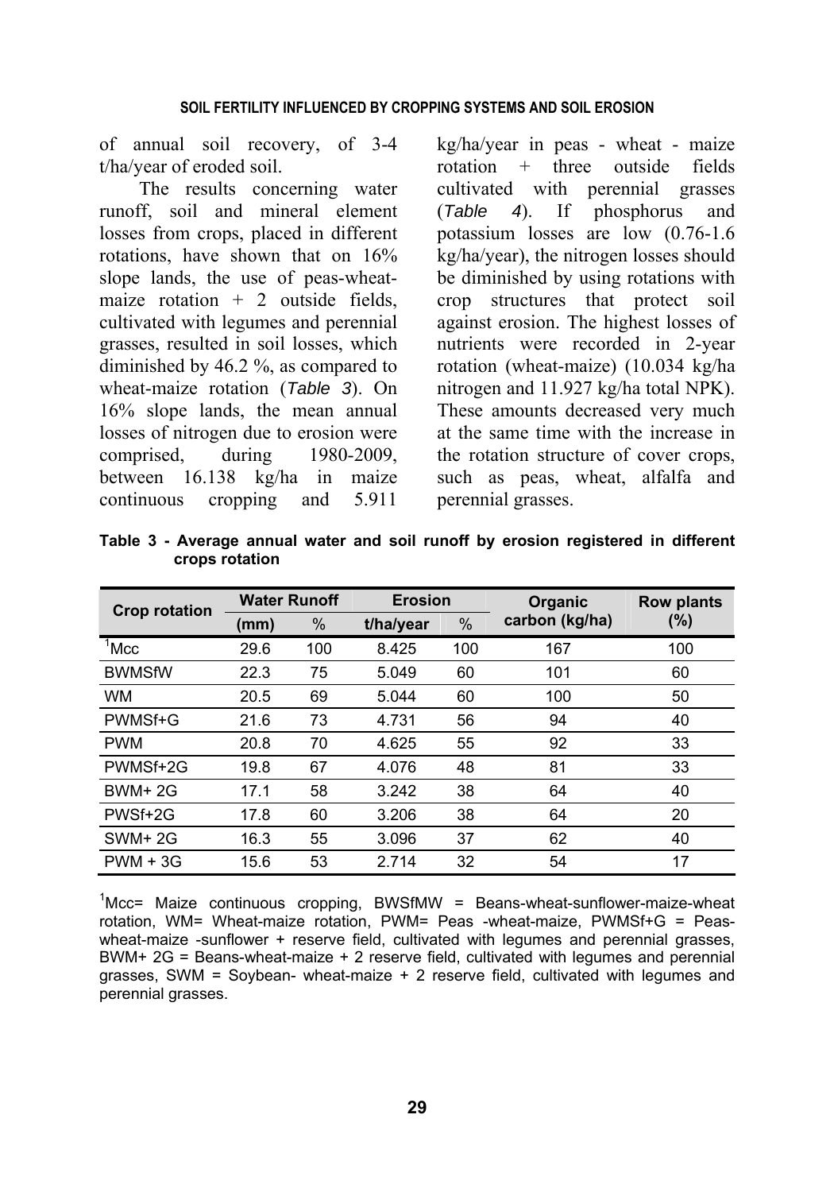of annual soil recovery, of 3-4 t/ha/year of eroded soil.

The results concerning water runoff, soil and mineral element losses from crops, placed in different rotations, have shown that on 16% slope lands, the use of peas-wheat-maize rotation + 2 outside fields, cultivated with legumes and perennial grasses, resulted in soil losses, which diminished by 46.2 %, as compared to wheat-maize rotation (*Table 3*). On 16% slope lands, the mean annual losses of nitrogen due to erosion were comprised, during 1980-2009, between 16.138 kg/ha in maize continuous cropping and 5.911 kg/ha/year in peas - wheat - maize rotation + three outside fields cultivated with perennial grasses (*Table 4*). If phosphorus and potassium losses are low (0.76-1.6 kg/ha/year), the nitrogen losses should be diminished by using rotations with crop structures that protect soil against erosion. The highest losses of nutrients were recorded in 2-year rotation (wheat-maize) (10.034 kg/ha nitrogen and 11.927 kg/ha total NPK). These amounts decreased very much at the same time with the increase in the rotation structure of cover crops, such as peas, wheat, alfalfa and perennial grasses.

**Table 3 - Average annual water and soil runoff by erosion registered in different crops rotation**

| Crop rotation | Water Runoff | | Erosion | | Organic carbon (kg/ha) | Row plants (%) |
|---|---|---|---|---|---|---|
| | (mm) | % | t/ha/year | % | | |
| [1]Mcc | 29.6 | 100 | 8.425 | 100 | 167 | 100 |
| BWMSfW | 22.3 | 75 | 5.049 | 60 | 101 | 60 |
| WM | 20.5 | 69 | 5.044 | 60 | 100 | 50 |
| PWMSf+G | 21.6 | 73 | 4.731 | 56 | 94 | 40 |
| PWM | 20.8 | 70 | 4.625 | 55 | 92 | 33 |
| PWMSf+2G | 19.8 | 67 | 4.076 | 48 | 81 | 33 |
| BWM+ 2G | 17.1 | 58 | 3.242 | 38 | 64 | 40 |
| PWSf+2G | 17.8 | 60 | 3.206 | 38 | 64 | 20 |
| SWM+ 2G | 16.3 | 55 | 3.096 | 37 | 62 | 40 |
| PWM + 3G | 15.6 | 53 | 2.714 | 32 | 54 | 17 |

[1]Mcc= Maize continuous cropping, BWSfMW = Beans-wheat-sunflower-maize-wheat rotation, WM= Wheat-maize rotation, PWM= Peas -wheat-maize, PWMSf+G = Peas-wheat-maize -sunflower + reserve field, cultivated with legumes and perennial grasses, BWM+ 2G = Beans-wheat-maize + 2 reserve field, cultivated with legumes and perennial grasses, SWM = Soybean- wheat-maize + 2 reserve field, cultivated with legumes and perennial grasses.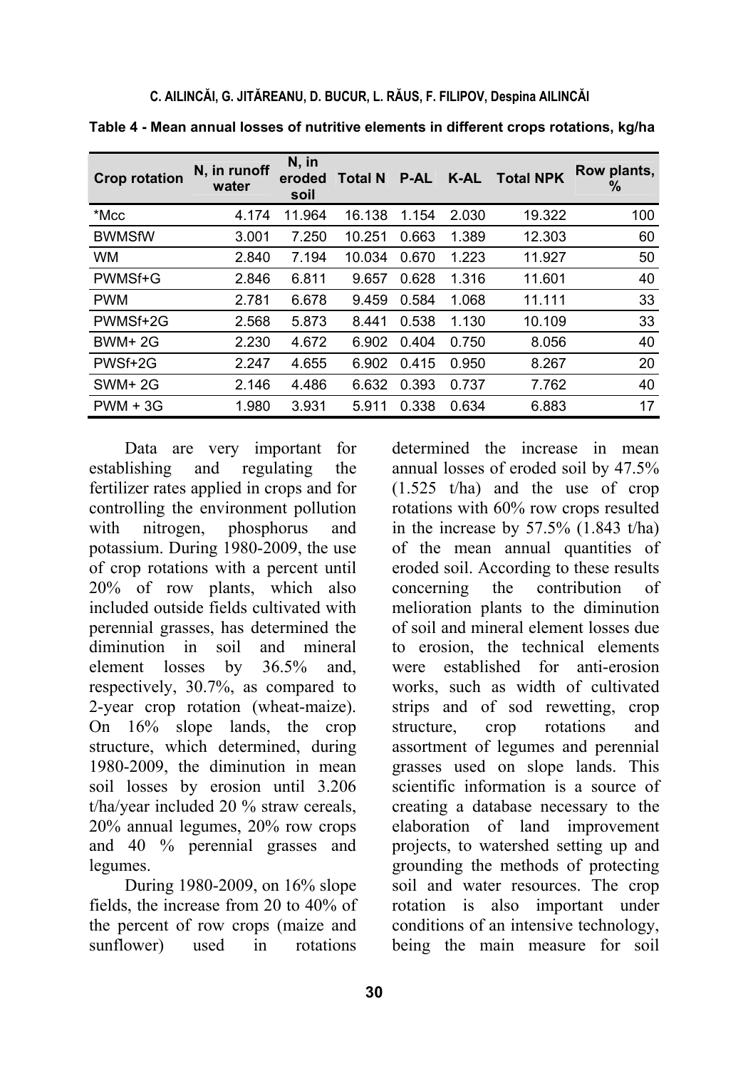**Table 4 - Mean annual losses of nutritive elements in different crops rotations, kg/ha**

| Crop rotation | N, in runoff water | N, in eroded soil | Total N | P-AL | K-AL | Total NPK | Row plants, % |
|---|---|---|---|---|---|---|---|
| *Mcc | 4.174 | 11.964 | 16.138 | 1.154 | 2.030 | 19.322 | 100 |
| BWMSfW | 3.001 | 7.250 | 10.251 | 0.663 | 1.389 | 12.303 | 60 |
| WM | 2.840 | 7.194 | 10.034 | 0.670 | 1.223 | 11.927 | 50 |
| PWMSf+G | 2.846 | 6.811 | 9.657 | 0.628 | 1.316 | 11.601 | 40 |
| PWM | 2.781 | 6.678 | 9.459 | 0.584 | 1.068 | 11.111 | 33 |
| PWMSf+2G | 2.568 | 5.873 | 8.441 | 0.538 | 1.130 | 10.109 | 33 |
| BWM+ 2G | 2.230 | 4.672 | 6.902 | 0.404 | 0.750 | 8.056 | 40 |
| PWSf+2G | 2.247 | 4.655 | 6.902 | 0.415 | 0.950 | 8.267 | 20 |
| SWM+ 2G | 2.146 | 4.486 | 6.632 | 0.393 | 0.737 | 7.762 | 40 |
| PWM + 3G | 1.980 | 3.931 | 5.911 | 0.338 | 0.634 | 6.883 | 17 |

Data are very important for establishing and regulating the fertilizer rates applied in crops and for controlling the environment pollution with nitrogen, phosphorus and potassium. During 1980-2009, the use of crop rotations with a percent until 20% of row plants, which also included outside fields cultivated with perennial grasses, has determined the diminution in soil and mineral element losses by 36.5% and, respectively, 30.7%, as compared to 2-year crop rotation (wheat-maize). On 16% slope lands, the crop structure, which determined, during 1980-2009, the diminution in mean soil losses by erosion until 3.206 t/ha/year included 20 % straw cereals, 20% annual legumes, 20% row crops and 40 % perennial grasses and legumes.

During 1980-2009, on 16% slope fields, the increase from 20 to 40% of the percent of row crops (maize and sunflower) used in rotations determined the increase in mean annual losses of eroded soil by 47.5% (1.525 t/ha) and the use of crop rotations with 60% row crops resulted in the increase by 57.5% (1.843 t/ha) of the mean annual quantities of eroded soil. According to these results concerning the contribution of melioration plants to the diminution of soil and mineral element losses due to erosion, the technical elements were established for anti-erosion works, such as width of cultivated strips and of sod rewetting, crop structure, crop rotations and assortment of legumes and perennial grasses used on slope lands. This scientific information is a source of creating a database necessary to the elaboration of land improvement projects, to watershed setting up and grounding the methods of protecting soil and water resources. The crop rotation is also important under conditions of an intensive technology, being the main measure for soil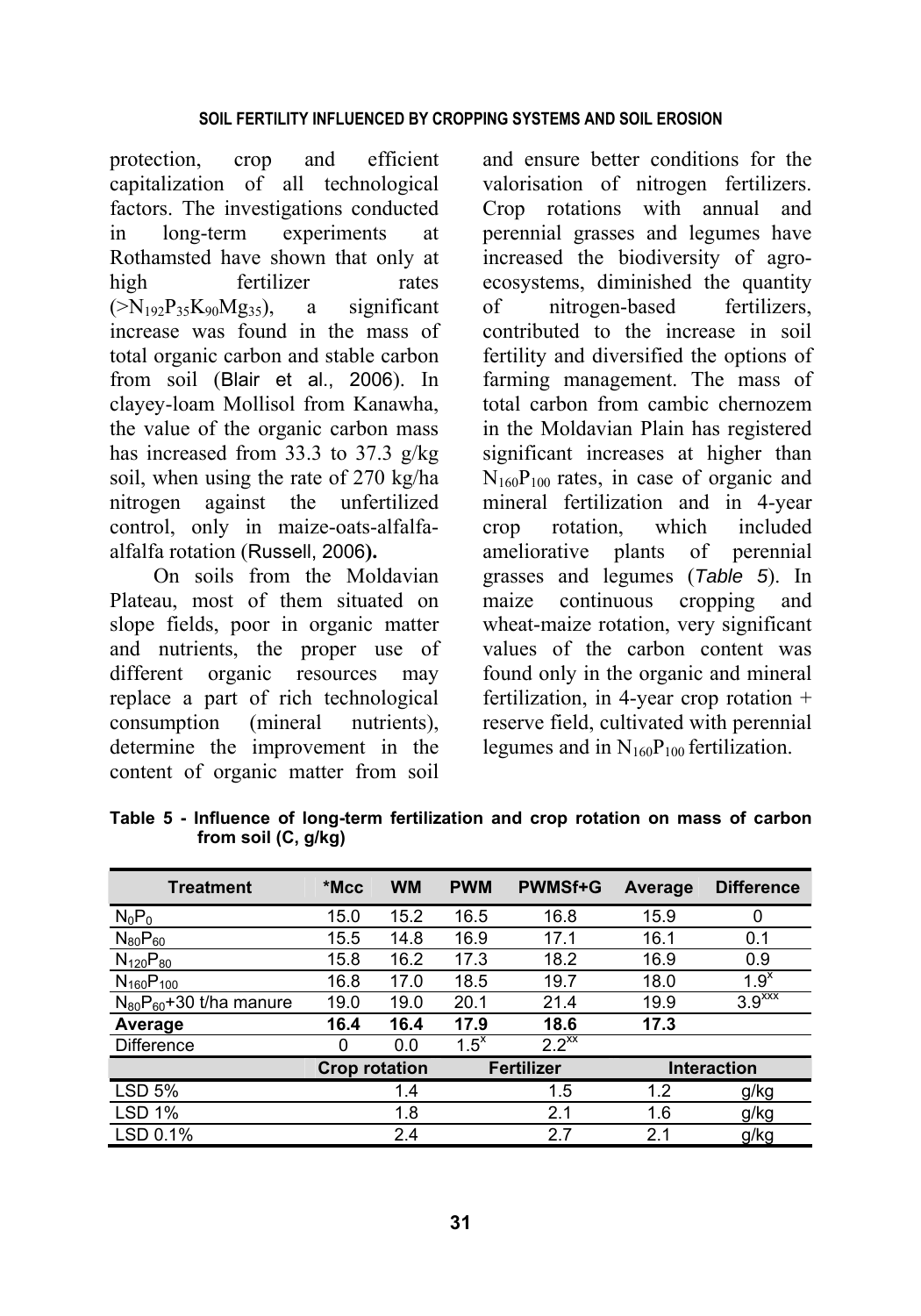protection, crop and efficient capitalization of all technological factors. The investigations conducted in long-term experiments at Rothamsted have shown that only at high fertilizer rates ($>N_{192}P_{35}K_{90}Mg_{35}$), a significant increase was found in the mass of total organic carbon and stable carbon from soil (Blair et al., 2006). In clayey-loam Mollisol from Kanawha, the value of the organic carbon mass has increased from 33.3 to 37.3 g/kg soil, when using the rate of 270 kg/ha nitrogen against the unfertilized control, only in maize-oats-alfalfa-alfalfa rotation (Russell, 2006**).**

On soils from the Moldavian Plateau, most of them situated on slope fields, poor in organic matter and nutrients, the proper use of different organic resources may replace a part of rich technological consumption (mineral nutrients), determine the improvement in the content of organic matter from soil and ensure better conditions for the valorisation of nitrogen fertilizers. Crop rotations with annual and perennial grasses and legumes have increased the biodiversity of agro-ecosystems, diminished the quantity of nitrogen-based fertilizers, contributed to the increase in soil fertility and diversified the options of farming management. The mass of total carbon from cambic chernozem in the Moldavian Plain has registered significant increases at higher than $N_{160}P_{100}$ rates, in case of organic and mineral fertilization and in 4-year crop rotation, which included ameliorative plants of perennial grasses and legumes (*Table 5*). In maize continuous cropping and wheat-maize rotation, very significant values of the carbon content was found only in the organic and mineral fertilization, in 4-year crop rotation + reserve field, cultivated with perennial legumes and in $N_{160}P_{100}$ fertilization.

**Table 5 - Influence of long-term fertilization and crop rotation on mass of carbon from soil (C, g/kg)**

| Treatment | *Mcc | WM | PWM | PWMSf+G | Average | Difference |
|---|---|---|---|---|---|---|
| $N_0P_0$ | 15.0 | 15.2 | 16.5 | 16.8 | 15.9 | 0 |
| $N_{80}P_{60}$ | 15.5 | 14.8 | 16.9 | 17.1 | 16.1 | 0.1 |
| $N_{120}P_{80}$ | 15.8 | 16.2 | 17.3 | 18.2 | 16.9 | 0.9 |
| $N_{160}P_{100}$ | 16.8 | 17.0 | 18.5 | 19.7 | 18.0 | $1.9^{x}$ |
| $N_{80}P_{60}$+30 t/ha manure | 19.0 | 19.0 | 20.1 | 21.4 | 19.9 | $3.9^{xxx}$ |
| **Average** | **16.4** | **16.4** | **17.9** | **18.6** | **17.3** | |
| Difference | 0 | 0.0 | $1.5^{x}$ | $2.2^{xx}$ | | |
| | Crop rotation | | Fertilizer | | Interaction | |
| LSD 5% | 1.4 | | 1.5 | | 1.2 | g/kg |
| LSD 1% | 1.8 | | 2.1 | | 1.6 | g/kg |
| LSD 0.1% | 2.4 | | 2.7 | | 2.1 | g/kg |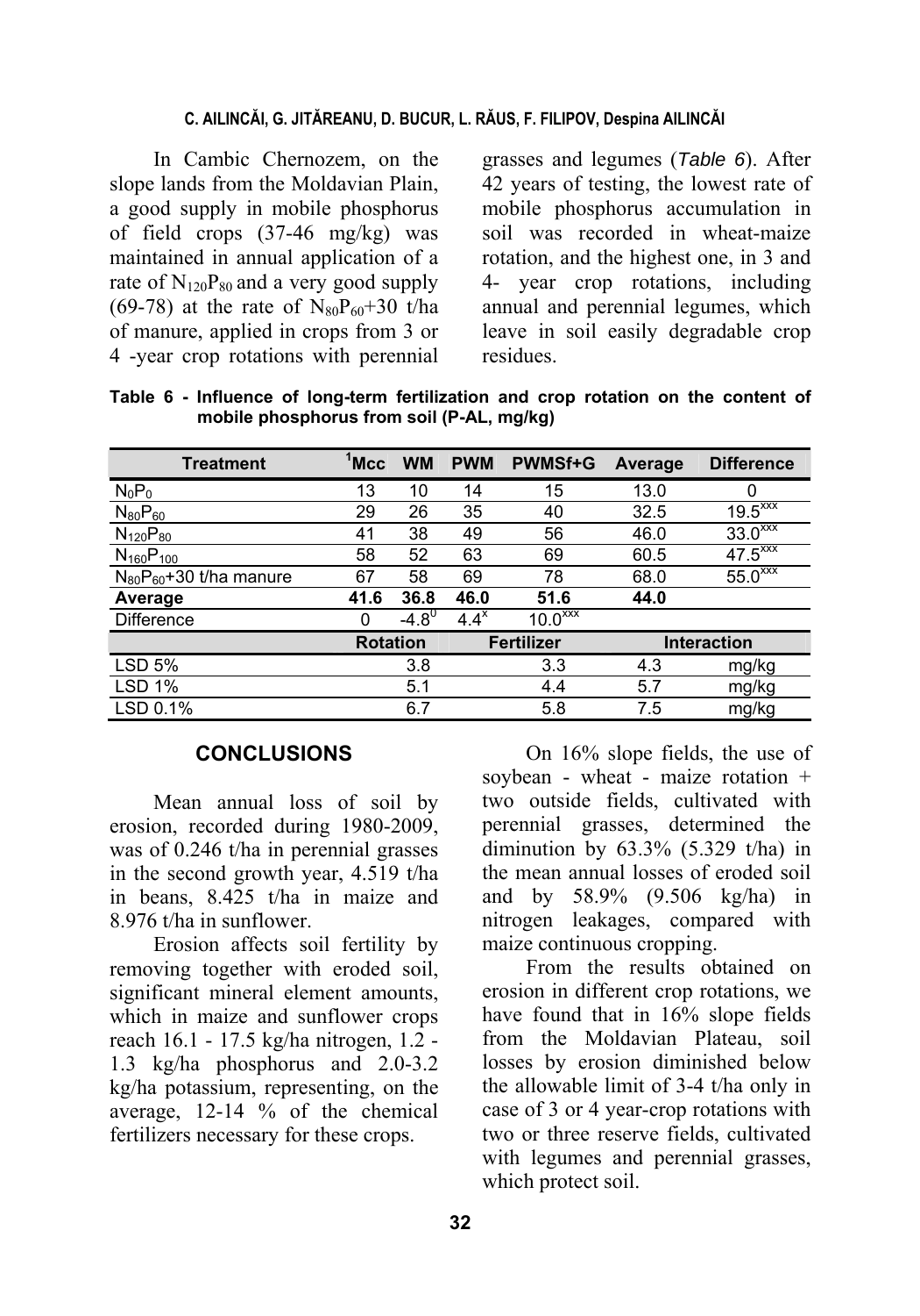In Cambic Chernozem, on the slope lands from the Moldavian Plain, a good supply in mobile phosphorus of field crops (37-46 mg/kg) was maintained in annual application of a rate of $N_{120}P_{80}$ and a very good supply (69-78) at the rate of $N_{80}P_{60}$+30 t/ha of manure, applied in crops from 3 or 4 -year crop rotations with perennial grasses and legumes (*Table 6*). After 42 years of testing, the lowest rate of mobile phosphorus accumulation in soil was recorded in wheat-maize rotation, and the highest one, in 3 and 4- year crop rotations, including annual and perennial legumes, which leave in soil easily degradable crop residues.

**Table 6 - Influence of long-term fertilization and crop rotation on the content of mobile phosphorus from soil (P-AL, mg/kg)**

| Treatment | [1]Mcc | WM | PWM | PWMSf+G | Average | Difference |
|---|---|---|---|---|---|---|
| $N_0P_0$ | 13 | 10 | 14 | 15 | 13.0 | 0 |
| $N_{80}P_{60}$ | 29 | 26 | 35 | 40 | 32.5 | $19.5^{xxx}$ |
| $N_{120}P_{80}$ | 41 | 38 | 49 | 56 | 46.0 | $33.0^{xxx}$ |
| $N_{160}P_{100}$ | 58 | 52 | 63 | 69 | 60.5 | $47.5^{xxx}$ |
| $N_{80}P_{60}$+30 t/ha manure | 67 | 58 | 69 | 78 | 68.0 | $55.0^{xxx}$ |
| **Average** | **41.6** | **36.8** | **46.0** | **51.6** | **44.0** | |
| Difference | 0 | $-4.8^{0}$ | $4.4^{x}$ | $10.0^{xxx}$ | | |
| | Rotation | | Fertilizer | | Interaction | |
| LSD 5% | | 3.8 | | 3.3 | 4.3 | mg/kg |
| LSD 1% | | 5.1 | | 4.4 | 5.7 | mg/kg |
| LSD 0.1% | | 6.7 | | 5.8 | 7.5 | mg/kg |

## CONCLUSIONS

Mean annual loss of soil by erosion, recorded during 1980-2009, was of 0.246 t/ha in perennial grasses in the second growth year, 4.519 t/ha in beans, 8.425 t/ha in maize and 8.976 t/ha in sunflower.

Erosion affects soil fertility by removing together with eroded soil, significant mineral element amounts, which in maize and sunflower crops reach 16.1 - 17.5 kg/ha nitrogen, 1.2 - 1.3 kg/ha phosphorus and 2.0-3.2 kg/ha potassium, representing, on the average, 12-14 % of the chemical fertilizers necessary for these crops.

On 16% slope fields, the use of soybean - wheat - maize rotation + two outside fields, cultivated with perennial grasses, determined the diminution by 63.3% (5.329 t/ha) in the mean annual losses of eroded soil and by 58.9% (9.506 kg/ha) in nitrogen leakages, compared with maize continuous cropping.

From the results obtained on erosion in different crop rotations, we have found that in 16% slope fields from the Moldavian Plateau, soil losses by erosion diminished below the allowable limit of 3-4 t/ha only in case of 3 or 4 year-crop rotations with two or three reserve fields, cultivated with legumes and perennial grasses, which protect soil.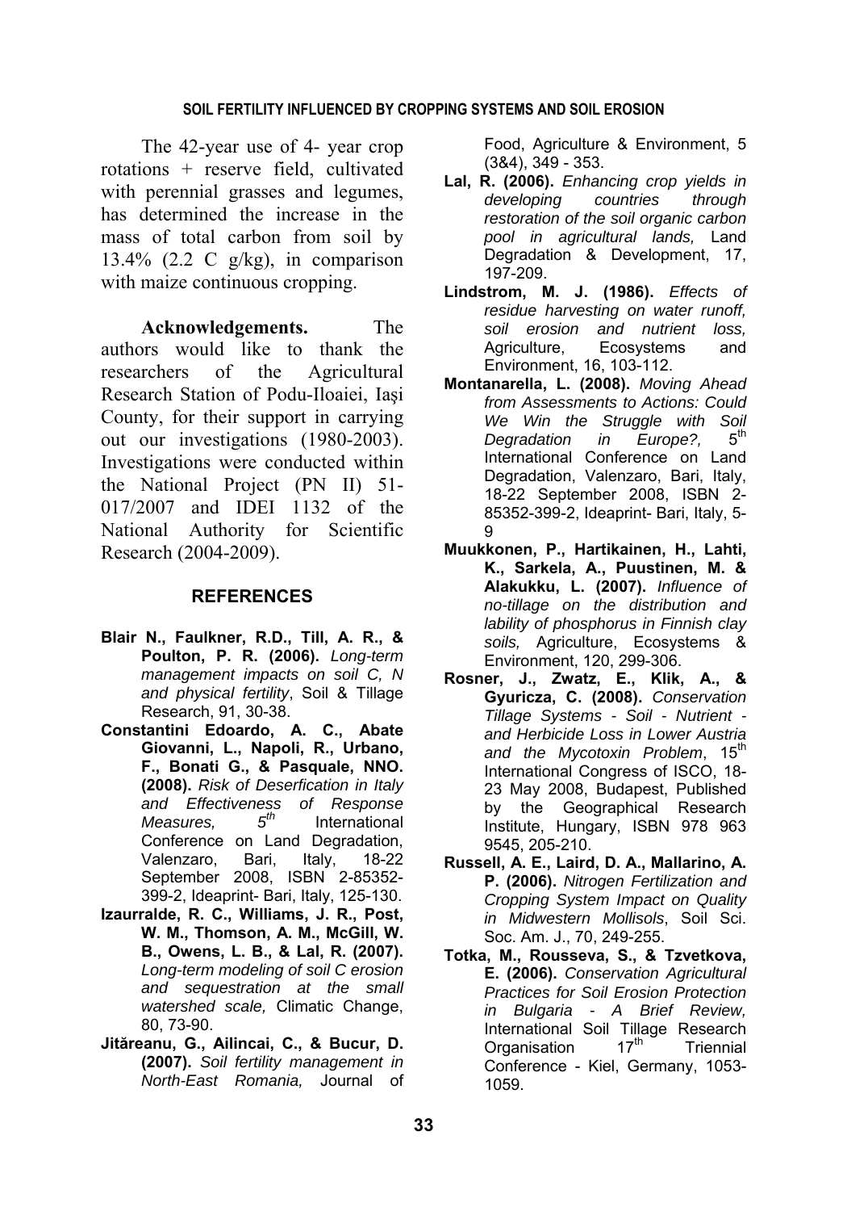The 42-year use of 4- year crop rotations + reserve field, cultivated with perennial grasses and legumes, has determined the increase in the mass of total carbon from soil by 13.4% (2.2 C g/kg), in comparison with maize continuous cropping.

**Acknowledgements.** The authors would like to thank the researchers of the Agricultural Research Station of Podu-Iloaiei, Iaşi County, for their support in carrying out our investigations (1980-2003). Investigations were conducted within the National Project (PN II) 51-017/2007 and IDEI 1132 of the National Authority for Scientific Research (2004-2009).

## REFERENCES

**Blair N., Faulkner, R.D., Till, A. R., & Poulton, P. R. (2006).** *Long-term management impacts on soil C, N and physical fertility*, Soil & Tillage Research, 91, 30-38.

**Constantini Edoardo, A. C., Abate Giovanni, L., Napoli, R., Urbano, F., Bonati G., & Pasquale, NNO. (2008).** *Risk of Deserfication in Italy and Effectiveness of Response Measures,* 5th International Conference on Land Degradation, Valenzaro, Bari, Italy, 18-22 September 2008, ISBN 2-85352-399-2, Ideaprint- Bari, Italy, 125-130.

**Izaurralde, R. C., Williams, J. R., Post, W. M., Thomson, A. M., McGill, W. B., Owens, L. B., & Lal, R. (2007).** *Long-term modeling of soil C erosion and sequestration at the small watershed scale,* Climatic Change, 80, 73-90.

**Jităreanu, G., Ailincai, C., & Bucur, D. (2007).** *Soil fertility management in North-East Romania,* Journal of Food, Agriculture & Environment, 5 (3&4), 349 - 353.

**Lal, R. (2006).** *Enhancing crop yields in developing countries through restoration of the soil organic carbon pool in agricultural lands,* Land Degradation & Development, 17, 197-209.

**Lindstrom, M. J. (1986).** *Effects of residue harvesting on water runoff, soil erosion and nutrient loss,* Agriculture, Ecosystems and Environment, 16, 103-112.

**Montanarella, L. (2008).** *Moving Ahead from Assessments to Actions: Could We Win the Struggle with Soil Degradation in Europe?,* 5th International Conference on Land Degradation, Valenzaro, Bari, Italy, 18-22 September 2008, ISBN 2-85352-399-2, Ideaprint- Bari, Italy, 5-9

**Muukkonen, P., Hartikainen, H., Lahti, K., Sarkela, A., Puustinen, M. & Alakukku, L. (2007).** *Influence of no-tillage on the distribution and lability of phosphorus in Finnish clay soils,* Agriculture, Ecosystems & Environment, 120, 299-306.

**Rosner, J., Zwatz, E., Klik, A., & Gyuricza, C. (2008).** *Conservation Tillage Systems - Soil - Nutrient - and Herbicide Loss in Lower Austria and the Mycotoxin Problem*, 15th International Congress of ISCO, 18-23 May 2008, Budapest, Published by the Geographical Research Institute, Hungary, ISBN 978 963 9545, 205-210.

**Russell, A. E., Laird, D. A., Mallarino, A. P. (2006).** *Nitrogen Fertilization and Cropping System Impact on Quality in Midwestern Mollisols*, Soil Sci. Soc. Am. J., 70, 249-255.

**Totka, M., Rousseva, S., & Tzvetkova, E. (2006).** *Conservation Agricultural Practices for Soil Erosion Protection in Bulgaria - A Brief Review,* International Soil Tillage Research Organisation 17th Triennial Conference - Kiel, Germany, 1053-1059.